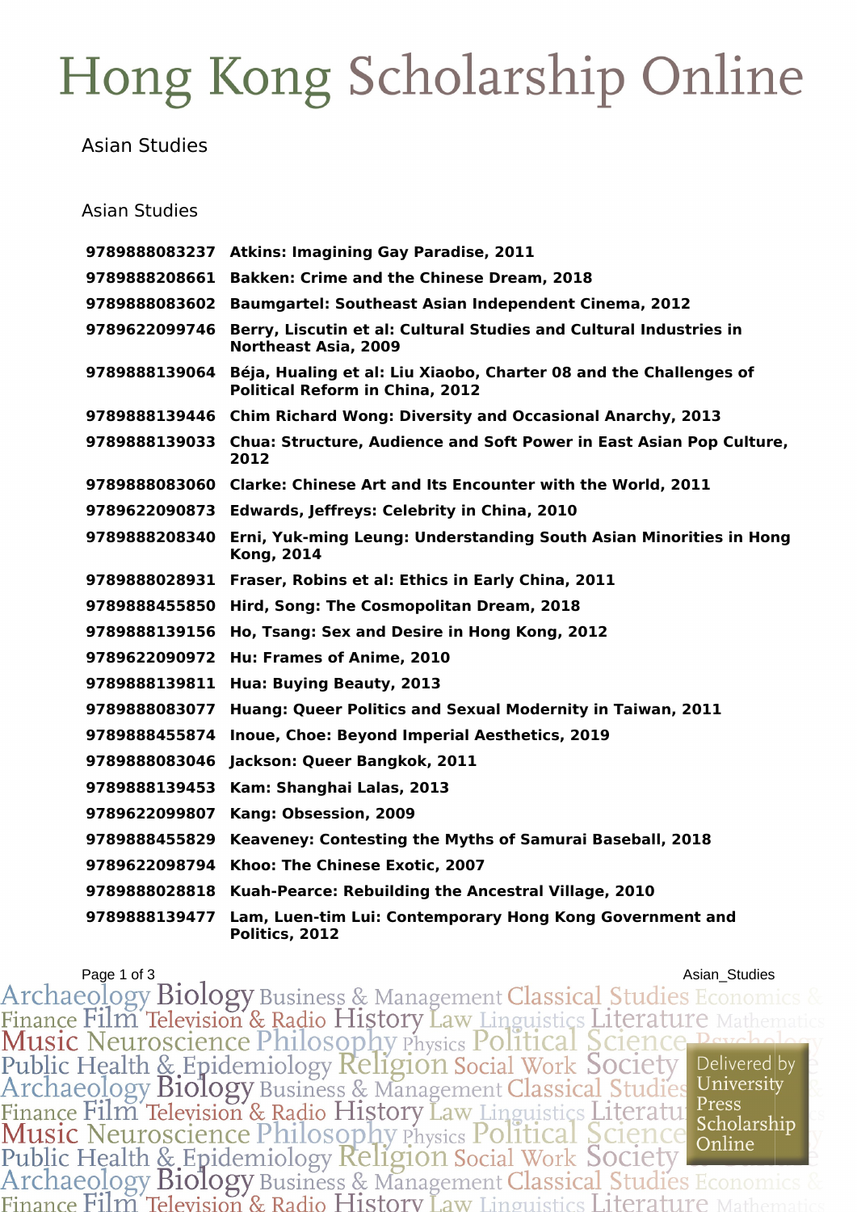# Hong Kong Scholarship Online

Asian Studies

## Asian Studies

| | |
|---|---|
| **9789888083237** | **Atkins: Imagining Gay Paradise, 2011** |
| **9789888208661** | **Bakken: Crime and the Chinese Dream, 2018** |
| **9789888083602** | **Baumgartel: Southeast Asian Independent Cinema, 2012** |
| **9789622099746** | **Berry, Liscutin et al: Cultural Studies and Cultural Industries in Northeast Asia, 2009** |
| **9789888139064** | **Béja, Hualing et al: Liu Xiaobo, Charter 08 and the Challenges of Political Reform in China, 2012** |
| **9789888139446** | **Chim Richard Wong: Diversity and Occasional Anarchy, 2013** |
| **9789888139033** | **Chua: Structure, Audience and Soft Power in East Asian Pop Culture, 2012** |
| **9789888083060** | **Clarke: Chinese Art and Its Encounter with the World, 2011** |
| **9789622090873** | **Edwards, Jeffreys: Celebrity in China, 2010** |
| **9789888208340** | **Erni, Yuk-ming Leung: Understanding South Asian Minorities in Hong Kong, 2014** |
| **9789888028931** | **Fraser, Robins et al: Ethics in Early China, 2011** |
| **9789888455850** | **Hird, Song: The Cosmopolitan Dream, 2018** |
| **9789888139156** | **Ho, Tsang: Sex and Desire in Hong Kong, 2012** |
| **9789622090972** | **Hu: Frames of Anime, 2010** |
| **9789888139811** | **Hua: Buying Beauty, 2013** |
| **9789888083077** | **Huang: Queer Politics and Sexual Modernity in Taiwan, 2011** |
| **9789888455874** | **Inoue, Choe: Beyond Imperial Aesthetics, 2019** |
| **9789888083046** | **Jackson: Queer Bangkok, 2011** |
| **9789888139453** | **Kam: Shanghai Lalas, 2013** |
| **9789622099807** | **Kang: Obsession, 2009** |
| **9789888455829** | **Keaveney: Contesting the Myths of Samurai Baseball, 2018** |
| **9789622098794** | **Khoo: The Chinese Exotic, 2007** |
| **9789888028818** | **Kuah-Pearce: Rebuilding the Ancestral Village, 2010** |
| **9789888139477** | **Lam, Luen-tim Lui: Contemporary Hong Kong Government and Politics, 2012** |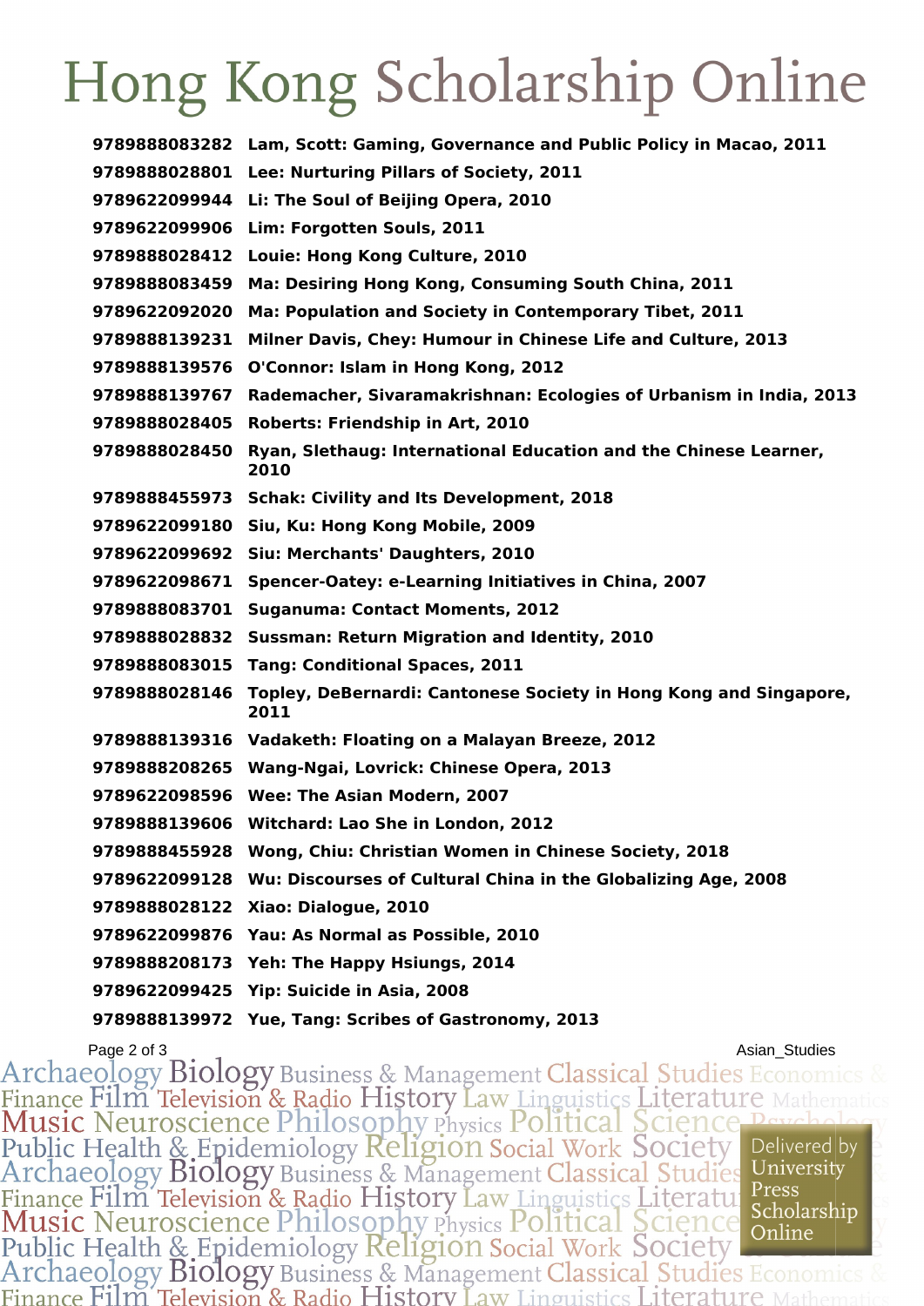# Hong Kong Scholarship Online

| | |
|---|---|
| **9789888083282** | **Lam, Scott: Gaming, Governance and Public Policy in Macao, 2011** |
| **9789888028801** | **Lee: Nurturing Pillars of Society, 2011** |
| **9789622099944** | **Li: The Soul of Beijing Opera, 2010** |
| **9789622099906** | **Lim: Forgotten Souls, 2011** |
| **9789888028412** | **Louie: Hong Kong Culture, 2010** |
| **9789888083459** | **Ma: Desiring Hong Kong, Consuming South China, 2011** |
| **9789622092020** | **Ma: Population and Society in Contemporary Tibet, 2011** |
| **9789888139231** | **Milner Davis, Chey: Humour in Chinese Life and Culture, 2013** |
| **9789888139576** | **O'Connor: Islam in Hong Kong, 2012** |
| **9789888139767** | **Rademacher, Sivaramakrishnan: Ecologies of Urbanism in India, 2013** |
| **9789888028405** | **Roberts: Friendship in Art, 2010** |
| **9789888028450** | **Ryan, Slethaug: International Education and the Chinese Learner, 2010** |
| **9789888455973** | **Schak: Civility and Its Development, 2018** |
| **9789622099180** | **Siu, Ku: Hong Kong Mobile, 2009** |
| **9789622099692** | **Siu: Merchants' Daughters, 2010** |
| **9789622098671** | **Spencer-Oatey: e-Learning Initiatives in China, 2007** |
| **9789888083701** | **Suganuma: Contact Moments, 2012** |
| **9789888028832** | **Sussman: Return Migration and Identity, 2010** |
| **9789888083015** | **Tang: Conditional Spaces, 2011** |
| **9789888028146** | **Topley, DeBernardi: Cantonese Society in Hong Kong and Singapore, 2011** |
| **9789888139316** | **Vadaketh: Floating on a Malayan Breeze, 2012** |
| **9789888208265** | **Wang-Ngai, Lovrick: Chinese Opera, 2013** |
| **9789622098596** | **Wee: The Asian Modern, 2007** |
| **9789888139606** | **Witchard: Lao She in London, 2012** |
| **9789888455928** | **Wong, Chiu: Christian Women in Chinese Society, 2018** |
| **9789622099128** | **Wu: Discourses of Cultural China in the Globalizing Age, 2008** |
| **9789888028122** | **Xiao: Dialogue, 2010** |
| **9789622099876** | **Yau: As Normal as Possible, 2010** |
| **9789888208173** | **Yeh: The Happy Hsiungs, 2014** |
| **9789622099425** | **Yip: Suicide in Asia, 2008** |
| **9789888139972** | **Yue, Tang: Scribes of Gastronomy, 2013** |

Asian_Studies

Delivered by University Press Scholarship Online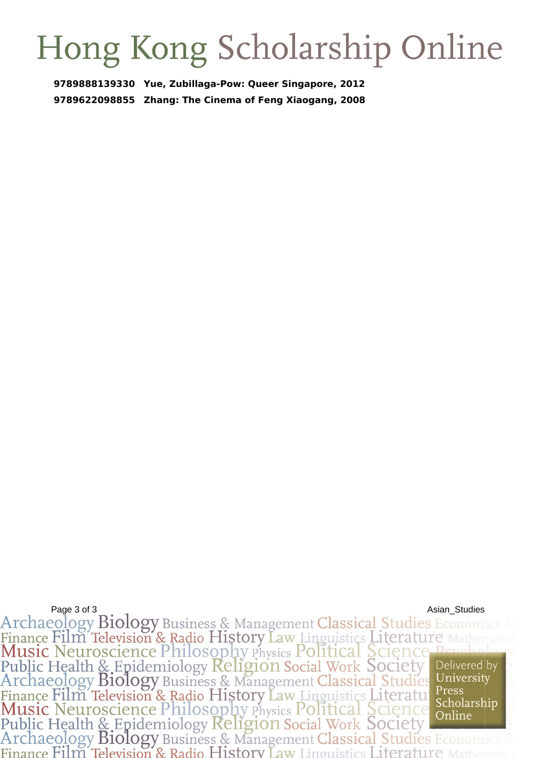# Hong Kong Scholarship Online

**9789888139330 Yue, Zubillaga-Pow: Queer Singapore, 2012**

**9789622098855 Zhang: The Cinema of Feng Xiaogang, 2008**